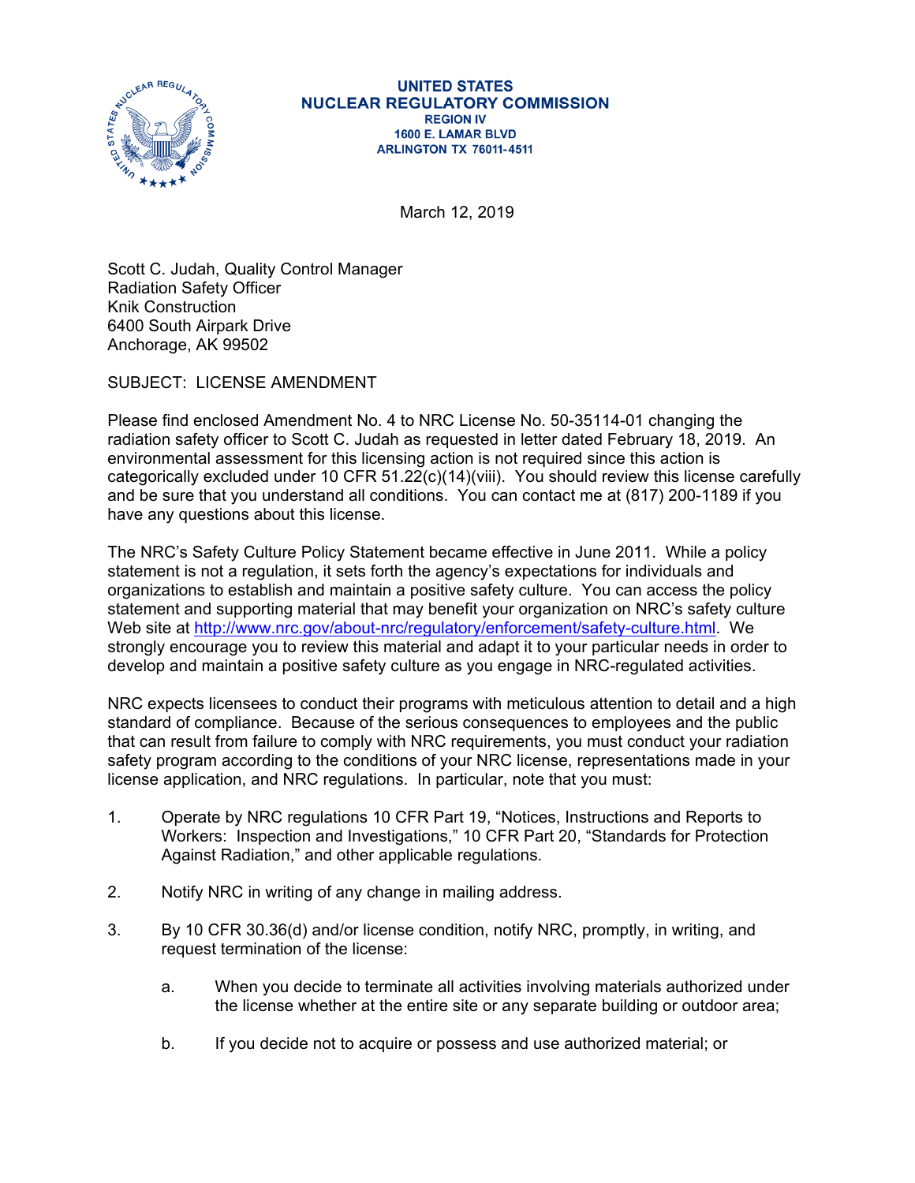**UNITED STATES**
**NUCLEAR REGULATORY COMMISSION**
**REGION IV**
**1600 E. LAMAR BLVD**
**ARLINGTON TX 76011-4511**

March 12, 2019

Scott C. Judah, Quality Control Manager
Radiation Safety Officer
Knik Construction
6400 South Airpark Drive
Anchorage, AK 99502

SUBJECT: LICENSE AMENDMENT

Please find enclosed Amendment No. 4 to NRC License No. 50-35114-01 changing the radiation safety officer to Scott C. Judah as requested in letter dated February 18, 2019. An environmental assessment for this licensing action is not required since this action is categorically excluded under 10 CFR 51.22(c)(14)(viii). You should review this license carefully and be sure that you understand all conditions. You can contact me at (817) 200-1189 if you have any questions about this license.

The NRC's Safety Culture Policy Statement became effective in June 2011. While a policy statement is not a regulation, it sets forth the agency's expectations for individuals and organizations to establish and maintain a positive safety culture. You can access the policy statement and supporting material that may benefit your organization on NRC's safety culture Web site at http://www.nrc.gov/about-nrc/regulatory/enforcement/safety-culture.html. We strongly encourage you to review this material and adapt it to your particular needs in order to develop and maintain a positive safety culture as you engage in NRC-regulated activities.

NRC expects licensees to conduct their programs with meticulous attention to detail and a high standard of compliance. Because of the serious consequences to employees and the public that can result from failure to comply with NRC requirements, you must conduct your radiation safety program according to the conditions of your NRC license, representations made in your license application, and NRC regulations. In particular, note that you must:

1. Operate by NRC regulations 10 CFR Part 19, "Notices, Instructions and Reports to Workers: Inspection and Investigations," 10 CFR Part 20, "Standards for Protection Against Radiation," and other applicable regulations.

2. Notify NRC in writing of any change in mailing address.

3. By 10 CFR 30.36(d) and/or license condition, notify NRC, promptly, in writing, and request termination of the license:

   a. When you decide to terminate all activities involving materials authorized under the license whether at the entire site or any separate building or outdoor area;

   b. If you decide not to acquire or possess and use authorized material; or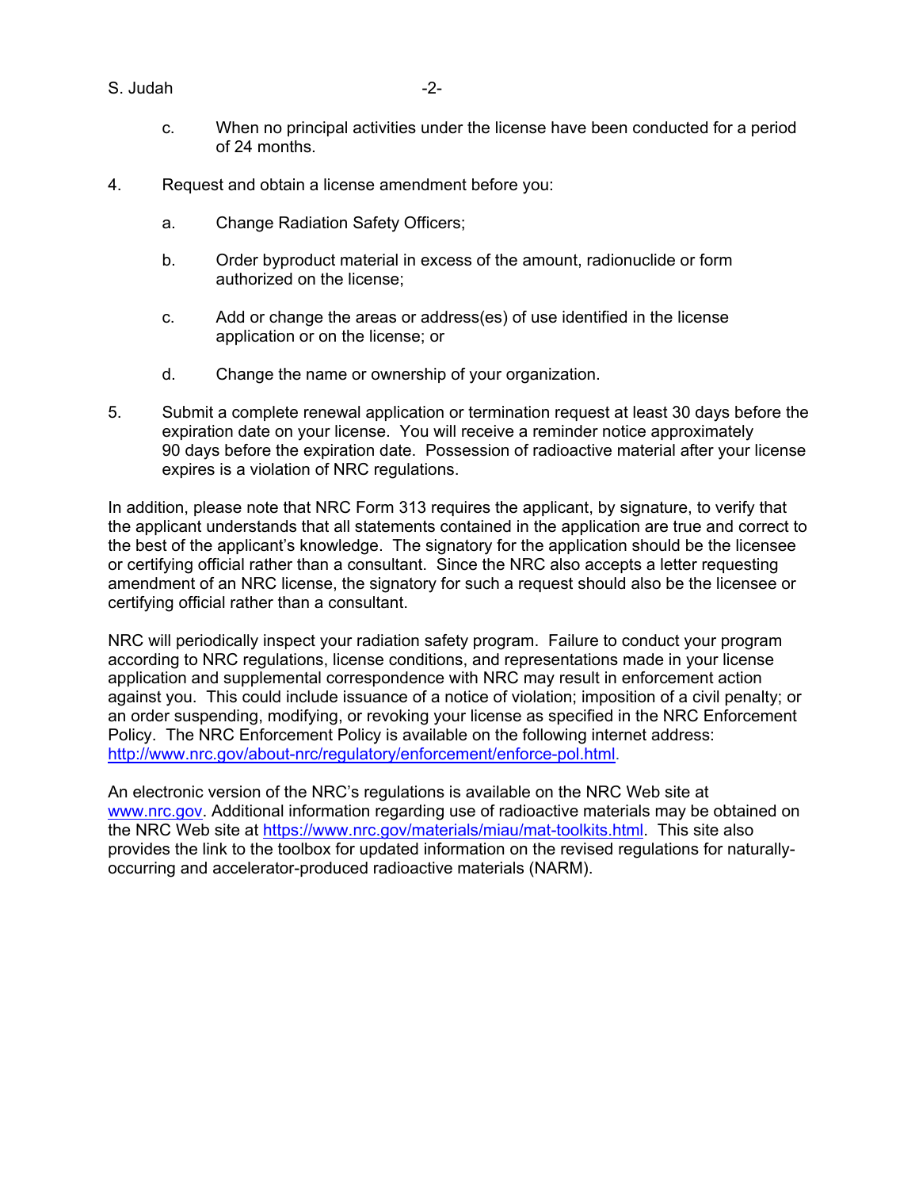c. When no principal activities under the license have been conducted for a period of 24 months.

4. Request and obtain a license amendment before you:

   a. Change Radiation Safety Officers;

   b. Order byproduct material in excess of the amount, radionuclide or form authorized on the license;

   c. Add or change the areas or address(es) of use identified in the license application or on the license; or

   d. Change the name or ownership of your organization.

5. Submit a complete renewal application or termination request at least 30 days before the expiration date on your license. You will receive a reminder notice approximately 90 days before the expiration date. Possession of radioactive material after your license expires is a violation of NRC regulations.

In addition, please note that NRC Form 313 requires the applicant, by signature, to verify that the applicant understands that all statements contained in the application are true and correct to the best of the applicant's knowledge. The signatory for the application should be the licensee or certifying official rather than a consultant. Since the NRC also accepts a letter requesting amendment of an NRC license, the signatory for such a request should also be the licensee or certifying official rather than a consultant.

NRC will periodically inspect your radiation safety program. Failure to conduct your program according to NRC regulations, license conditions, and representations made in your license application and supplemental correspondence with NRC may result in enforcement action against you. This could include issuance of a notice of violation; imposition of a civil penalty; or an order suspending, modifying, or revoking your license as specified in the NRC Enforcement Policy. The NRC Enforcement Policy is available on the following internet address: http://www.nrc.gov/about-nrc/regulatory/enforcement/enforce-pol.html.

An electronic version of the NRC's regulations is available on the NRC Web site at www.nrc.gov. Additional information regarding use of radioactive materials may be obtained on the NRC Web site at https://www.nrc.gov/materials/miau/mat-toolkits.html. This site also provides the link to the toolbox for updated information on the revised regulations for naturally-occurring and accelerator-produced radioactive materials (NARM).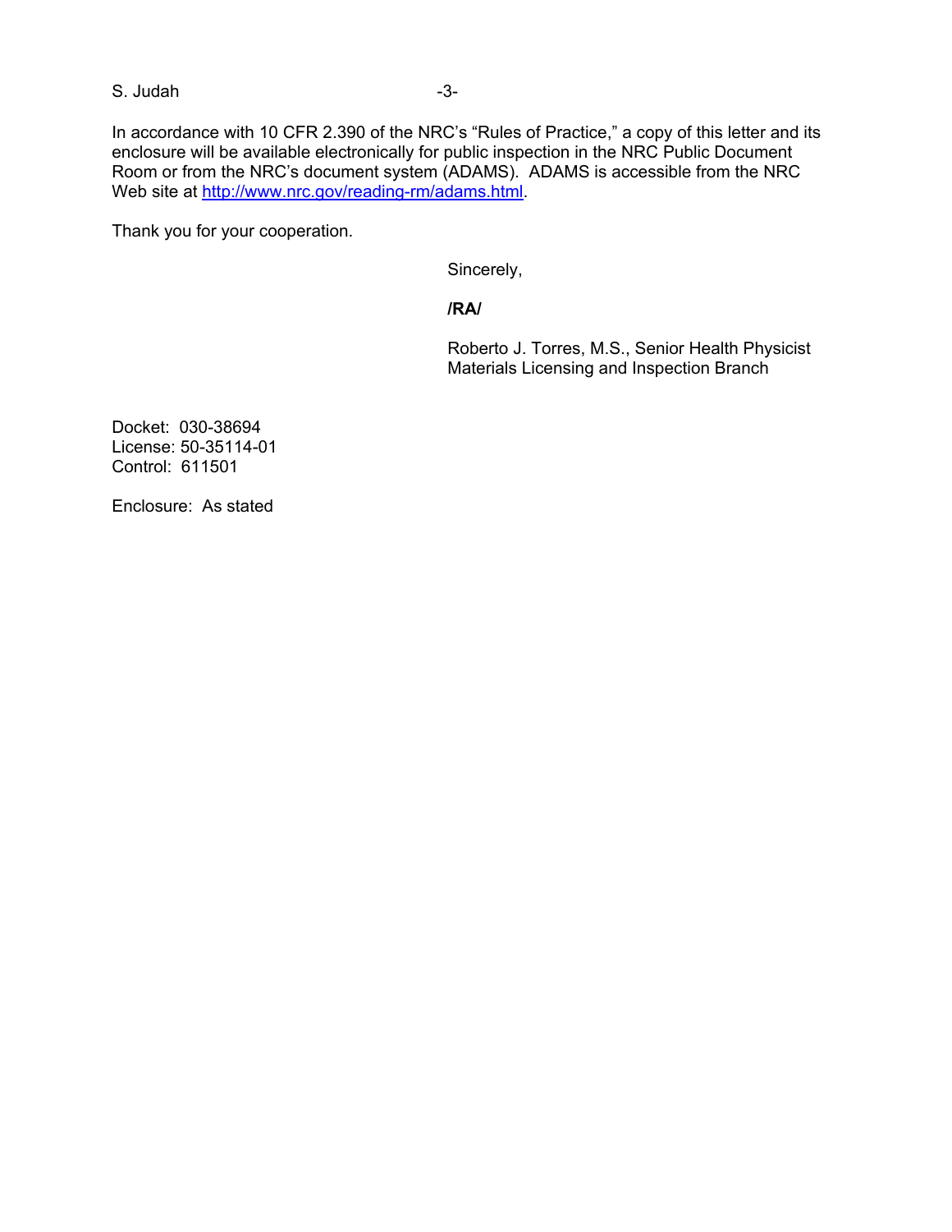In accordance with 10 CFR 2.390 of the NRC's "Rules of Practice," a copy of this letter and its enclosure will be available electronically for public inspection in the NRC Public Document Room or from the NRC's document system (ADAMS). ADAMS is accessible from the NRC Web site at http://www.nrc.gov/reading-rm/adams.html.

Thank you for your cooperation.

Sincerely,

**/RA/**

Roberto J. Torres, M.S., Senior Health Physicist
Materials Licensing and Inspection Branch

Docket: 030-38694
License: 50-35114-01
Control: 611501

Enclosure: As stated